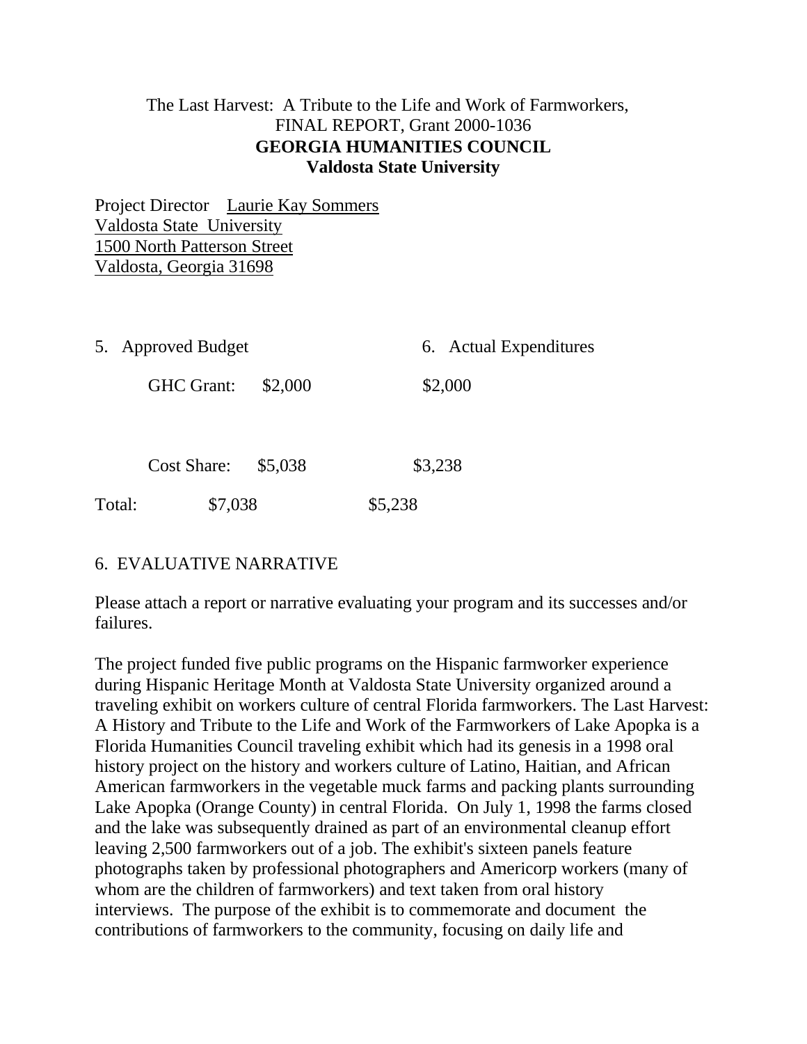The Last Harvest: A Tribute to the Life and Work of Farmworkers,
FINAL REPORT, Grant 2000-1036

**GEORGIA HUMANITIES COUNCIL**
**Valdosta State University**

Project Director Laurie Kay Sommers
Valdosta State University
1500 North Patterson Street
Valdosta, Georgia 31698

| | 5. Approved Budget | 6. Actual Expenditures |
|---|---|---|
| GHC Grant: | $2,000 | $2,000 |
| Cost Share: | $5,038 | $3,238 |
| Total: | $7,038 | $5,238 |

6. EVALUATIVE NARRATIVE

Please attach a report or narrative evaluating your program and its successes and/or failures.

The project funded five public programs on the Hispanic farmworker experience during Hispanic Heritage Month at Valdosta State University organized around a traveling exhibit on workers culture of central Florida farmworkers. The Last Harvest: A History and Tribute to the Life and Work of the Farmworkers of Lake Apopka is a Florida Humanities Council traveling exhibit which had its genesis in a 1998 oral history project on the history and workers culture of Latino, Haitian, and African American farmworkers in the vegetable muck farms and packing plants surrounding Lake Apopka (Orange County) in central Florida. On July 1, 1998 the farms closed and the lake was subsequently drained as part of an environmental cleanup effort leaving 2,500 farmworkers out of a job. The exhibit's sixteen panels feature photographs taken by professional photographers and Americorp workers (many of whom are the children of farmworkers) and text taken from oral history interviews. The purpose of the exhibit is to commemorate and document the contributions of farmworkers to the community, focusing on daily life and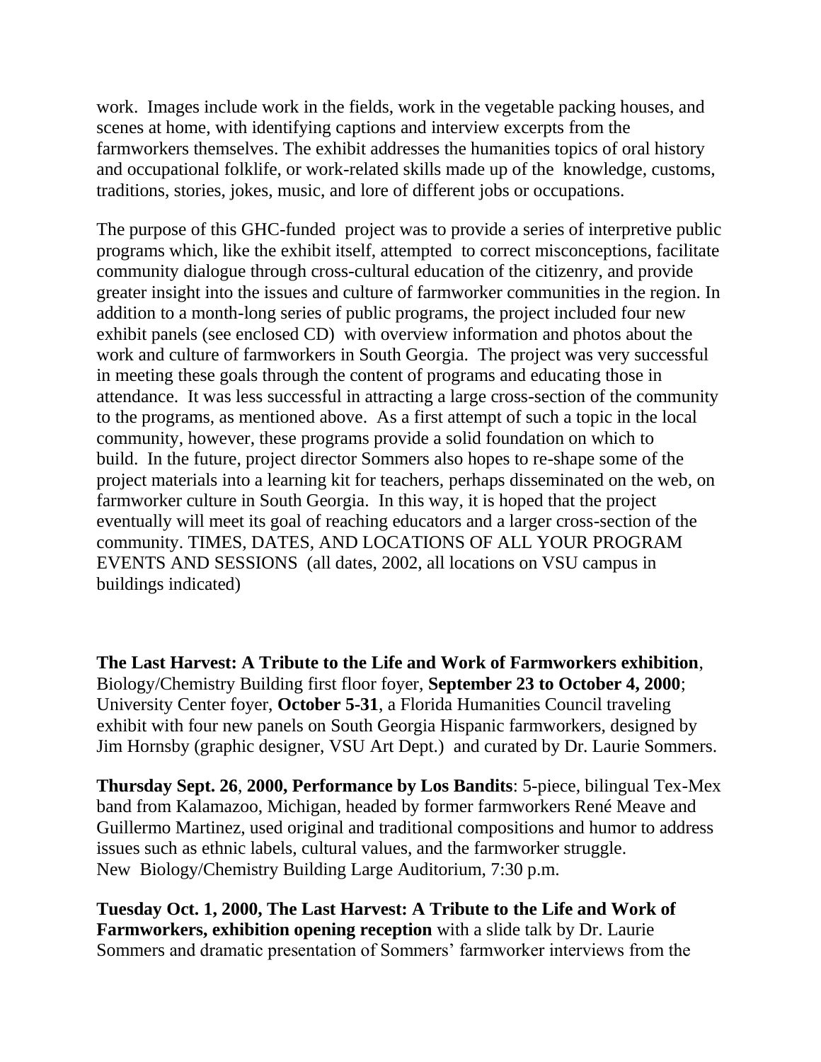work. Images include work in the fields, work in the vegetable packing houses, and scenes at home, with identifying captions and interview excerpts from the farmworkers themselves. The exhibit addresses the humanities topics of oral history and occupational folklife, or work-related skills made up of the knowledge, customs, traditions, stories, jokes, music, and lore of different jobs or occupations.

The purpose of this GHC-funded project was to provide a series of interpretive public programs which, like the exhibit itself, attempted to correct misconceptions, facilitate community dialogue through cross-cultural education of the citizenry, and provide greater insight into the issues and culture of farmworker communities in the region. In addition to a month-long series of public programs, the project included four new exhibit panels (see enclosed CD) with overview information and photos about the work and culture of farmworkers in South Georgia. The project was very successful in meeting these goals through the content of programs and educating those in attendance. It was less successful in attracting a large cross-section of the community to the programs, as mentioned above. As a first attempt of such a topic in the local community, however, these programs provide a solid foundation on which to build. In the future, project director Sommers also hopes to re-shape some of the project materials into a learning kit for teachers, perhaps disseminated on the web, on farmworker culture in South Georgia. In this way, it is hoped that the project eventually will meet its goal of reaching educators and a larger cross-section of the community. TIMES, DATES, AND LOCATIONS OF ALL YOUR PROGRAM EVENTS AND SESSIONS (all dates, 2002, all locations on VSU campus in buildings indicated)

**The Last Harvest: A Tribute to the Life and Work of Farmworkers exhibition**, Biology/Chemistry Building first floor foyer, **September 23 to October 4, 2000**; University Center foyer, **October 5-31**, a Florida Humanities Council traveling exhibit with four new panels on South Georgia Hispanic farmworkers, designed by Jim Hornsby (graphic designer, VSU Art Dept.) and curated by Dr. Laurie Sommers.

**Thursday Sept. 26**, **2000, Performance by Los Bandits**: 5-piece, bilingual Tex-Mex band from Kalamazoo, Michigan, headed by former farmworkers René Meave and Guillermo Martinez, used original and traditional compositions and humor to address issues such as ethnic labels, cultural values, and the farmworker struggle. New Biology/Chemistry Building Large Auditorium, 7:30 p.m.

**Tuesday Oct. 1, 2000, The Last Harvest: A Tribute to the Life and Work of Farmworkers, exhibition opening reception** with a slide talk by Dr. Laurie Sommers and dramatic presentation of Sommers' farmworker interviews from the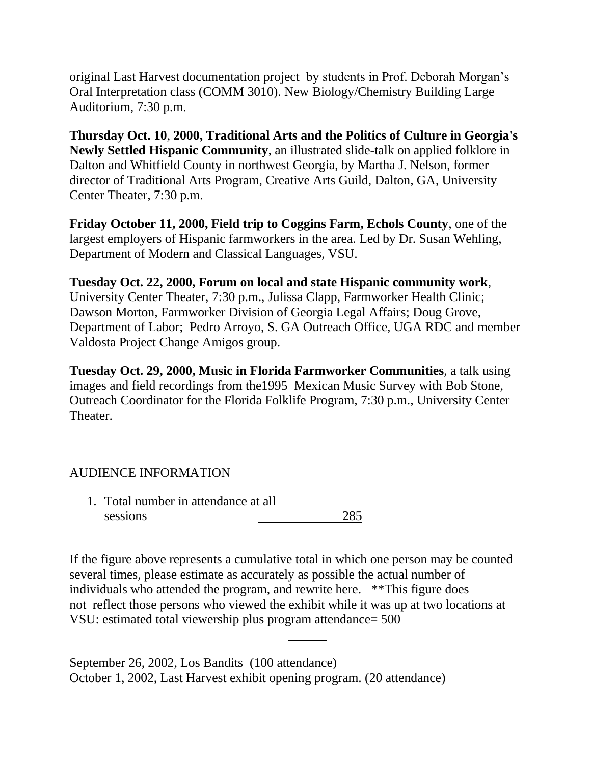original Last Harvest documentation project by students in Prof. Deborah Morgan's Oral Interpretation class (COMM 3010). New Biology/Chemistry Building Large Auditorium, 7:30 p.m.

**Thursday Oct. 10**, **2000, Traditional Arts and the Politics of Culture in Georgia's Newly Settled Hispanic Community**, an illustrated slide-talk on applied folklore in Dalton and Whitfield County in northwest Georgia, by Martha J. Nelson, former director of Traditional Arts Program, Creative Arts Guild, Dalton, GA, University Center Theater, 7:30 p.m.

**Friday October 11, 2000, Field trip to Coggins Farm, Echols County**, one of the largest employers of Hispanic farmworkers in the area. Led by Dr. Susan Wehling, Department of Modern and Classical Languages, VSU.

**Tuesday Oct. 22, 2000, Forum on local and state Hispanic community work**, University Center Theater, 7:30 p.m., Julissa Clapp, Farmworker Health Clinic; Dawson Morton, Farmworker Division of Georgia Legal Affairs; Doug Grove, Department of Labor; Pedro Arroyo, S. GA Outreach Office, UGA RDC and member Valdosta Project Change Amigos group.

**Tuesday Oct. 29, 2000, Music in Florida Farmworker Communities**, a talk using images and field recordings from the1995 Mexican Music Survey with Bob Stone, Outreach Coordinator for the Florida Folklife Program, 7:30 p.m., University Center Theater.

AUDIENCE INFORMATION

1. Total number in attendance at all sessions ____________285

If the figure above represents a cumulative total in which one person may be counted several times, please estimate as accurately as possible the actual number of individuals who attended the program, and rewrite here. **This figure does not reflect those persons who viewed the exhibit while it was up at two locations at VSU: estimated total viewership plus program attendance= 500

______

September 26, 2002, Los Bandits (100 attendance)
October 1, 2002, Last Harvest exhibit opening program. (20 attendance)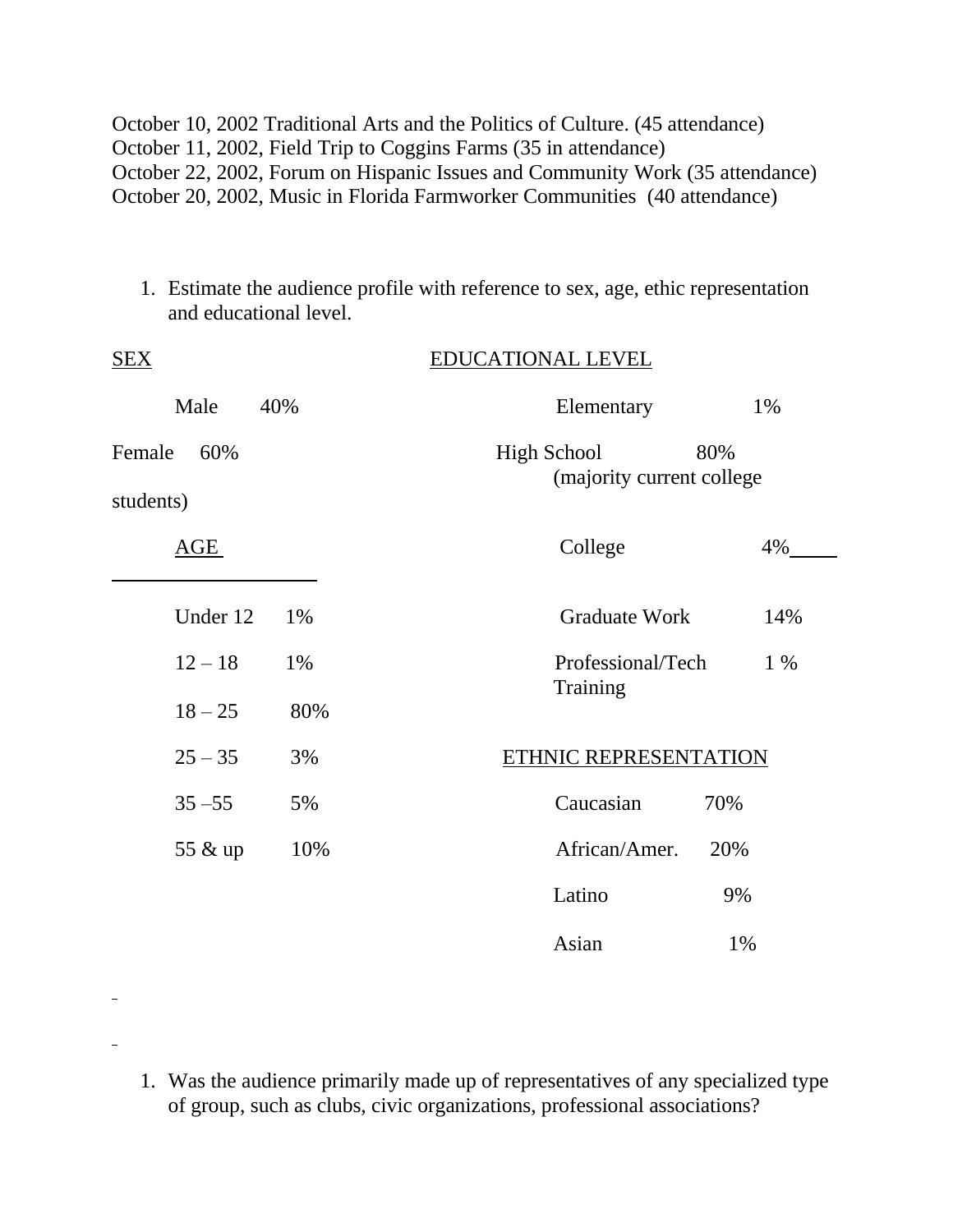October 10, 2002 Traditional Arts and the Politics of Culture. (45 attendance)
October 11, 2002, Field Trip to Coggins Farms (35 in attendance)
October 22, 2002, Forum on Hispanic Issues and Community Work (35 attendance)
October 20, 2002, Music in Florida Farmworker Communities (40 attendance)

1. Estimate the audience profile with reference to sex, age, ethic representation and educational level.

<u>SEX</u>

| | |
|---|---|
| Male | 40% |
| Female | 60% |

<u>EDUCATIONAL LEVEL</u>

| | |
|---|---|
| Elementary | 1% |
| High School (majority current college students) | 80% |
| College | 4% |
| Graduate Work | 14% |
| Professional/Tech Training | 1 % |

<u>AGE</u>

| | |
|---|---|
| Under 12 | 1% |
| 12 – 18 | 1% |
| 18 – 25 | 80% |
| 25 – 35 | 3% |
| 35 –55 | 5% |
| 55 & up | 10% |

<u>ETHNIC REPRESENTATION</u>

| | |
|---|---|
| Caucasian | 70% |
| African/Amer. | 20% |
| Latino | 9% |
| Asian | 1% |

1. Was the audience primarily made up of representatives of any specialized type of group, such as clubs, civic organizations, professional associations?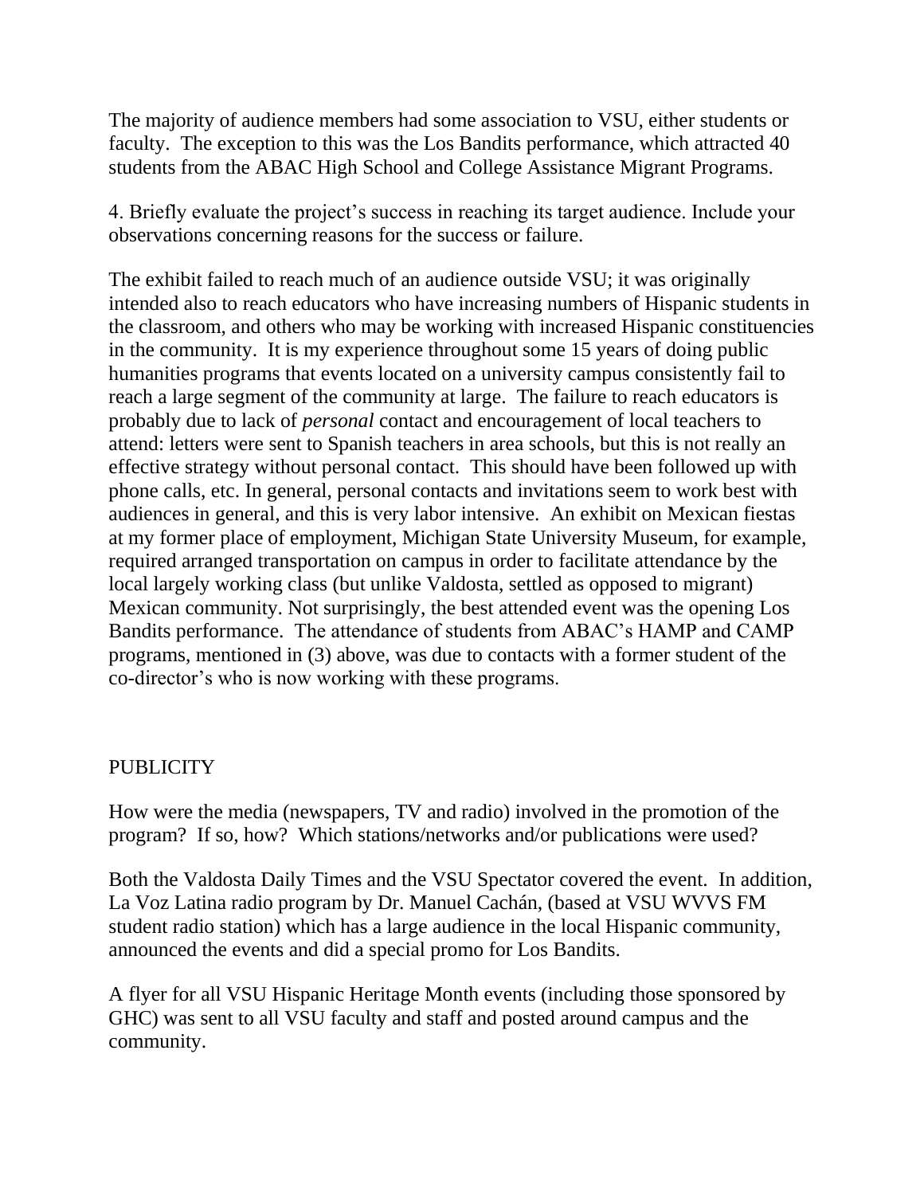The majority of audience members had some association to VSU, either students or faculty. The exception to this was the Los Bandits performance, which attracted 40 students from the ABAC High School and College Assistance Migrant Programs.

4. Briefly evaluate the project's success in reaching its target audience. Include your observations concerning reasons for the success or failure.

The exhibit failed to reach much of an audience outside VSU; it was originally intended also to reach educators who have increasing numbers of Hispanic students in the classroom, and others who may be working with increased Hispanic constituencies in the community. It is my experience throughout some 15 years of doing public humanities programs that events located on a university campus consistently fail to reach a large segment of the community at large. The failure to reach educators is probably due to lack of *personal* contact and encouragement of local teachers to attend: letters were sent to Spanish teachers in area schools, but this is not really an effective strategy without personal contact. This should have been followed up with phone calls, etc. In general, personal contacts and invitations seem to work best with audiences in general, and this is very labor intensive. An exhibit on Mexican fiestas at my former place of employment, Michigan State University Museum, for example, required arranged transportation on campus in order to facilitate attendance by the local largely working class (but unlike Valdosta, settled as opposed to migrant) Mexican community. Not surprisingly, the best attended event was the opening Los Bandits performance. The attendance of students from ABAC's HAMP and CAMP programs, mentioned in (3) above, was due to contacts with a former student of the co-director's who is now working with these programs.

PUBLICITY

How were the media (newspapers, TV and radio) involved in the promotion of the program? If so, how? Which stations/networks and/or publications were used?

Both the Valdosta Daily Times and the VSU Spectator covered the event. In addition, La Voz Latina radio program by Dr. Manuel Cachán, (based at VSU WVVS FM student radio station) which has a large audience in the local Hispanic community, announced the events and did a special promo for Los Bandits.

A flyer for all VSU Hispanic Heritage Month events (including those sponsored by GHC) was sent to all VSU faculty and staff and posted around campus and the community.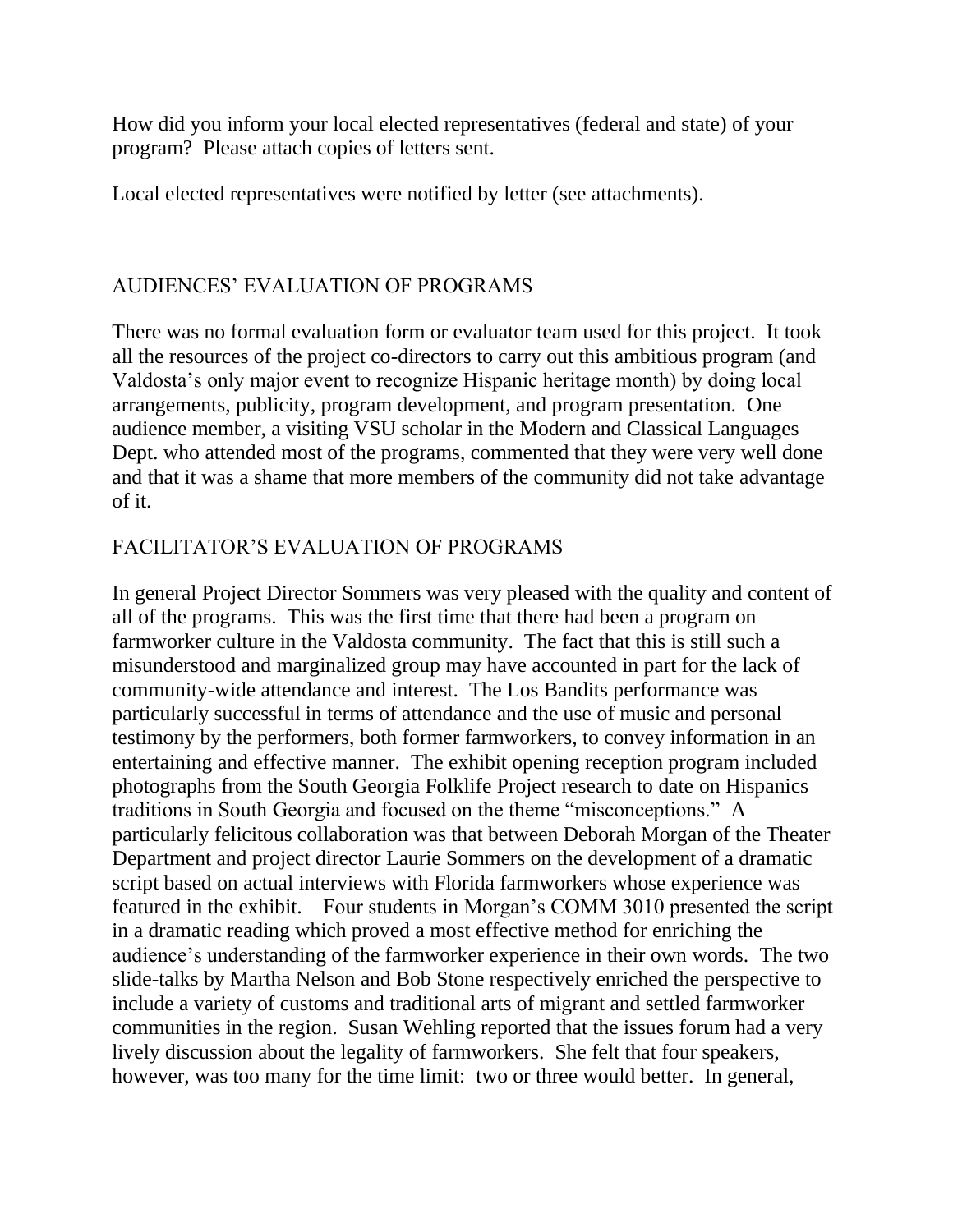How did you inform your local elected representatives (federal and state) of your program? Please attach copies of letters sent.

Local elected representatives were notified by letter (see attachments).

## AUDIENCES' EVALUATION OF PROGRAMS

There was no formal evaluation form or evaluator team used for this project. It took all the resources of the project co-directors to carry out this ambitious program (and Valdosta's only major event to recognize Hispanic heritage month) by doing local arrangements, publicity, program development, and program presentation. One audience member, a visiting VSU scholar in the Modern and Classical Languages Dept. who attended most of the programs, commented that they were very well done and that it was a shame that more members of the community did not take advantage of it.

## FACILITATOR'S EVALUATION OF PROGRAMS

In general Project Director Sommers was very pleased with the quality and content of all of the programs. This was the first time that there had been a program on farmworker culture in the Valdosta community. The fact that this is still such a misunderstood and marginalized group may have accounted in part for the lack of community-wide attendance and interest. The Los Bandits performance was particularly successful in terms of attendance and the use of music and personal testimony by the performers, both former farmworkers, to convey information in an entertaining and effective manner. The exhibit opening reception program included photographs from the South Georgia Folklife Project research to date on Hispanics traditions in South Georgia and focused on the theme "misconceptions." A particularly felicitous collaboration was that between Deborah Morgan of the Theater Department and project director Laurie Sommers on the development of a dramatic script based on actual interviews with Florida farmworkers whose experience was featured in the exhibit. Four students in Morgan's COMM 3010 presented the script in a dramatic reading which proved a most effective method for enriching the audience's understanding of the farmworker experience in their own words. The two slide-talks by Martha Nelson and Bob Stone respectively enriched the perspective to include a variety of customs and traditional arts of migrant and settled farmworker communities in the region. Susan Wehling reported that the issues forum had a very lively discussion about the legality of farmworkers. She felt that four speakers, however, was too many for the time limit: two or three would better. In general,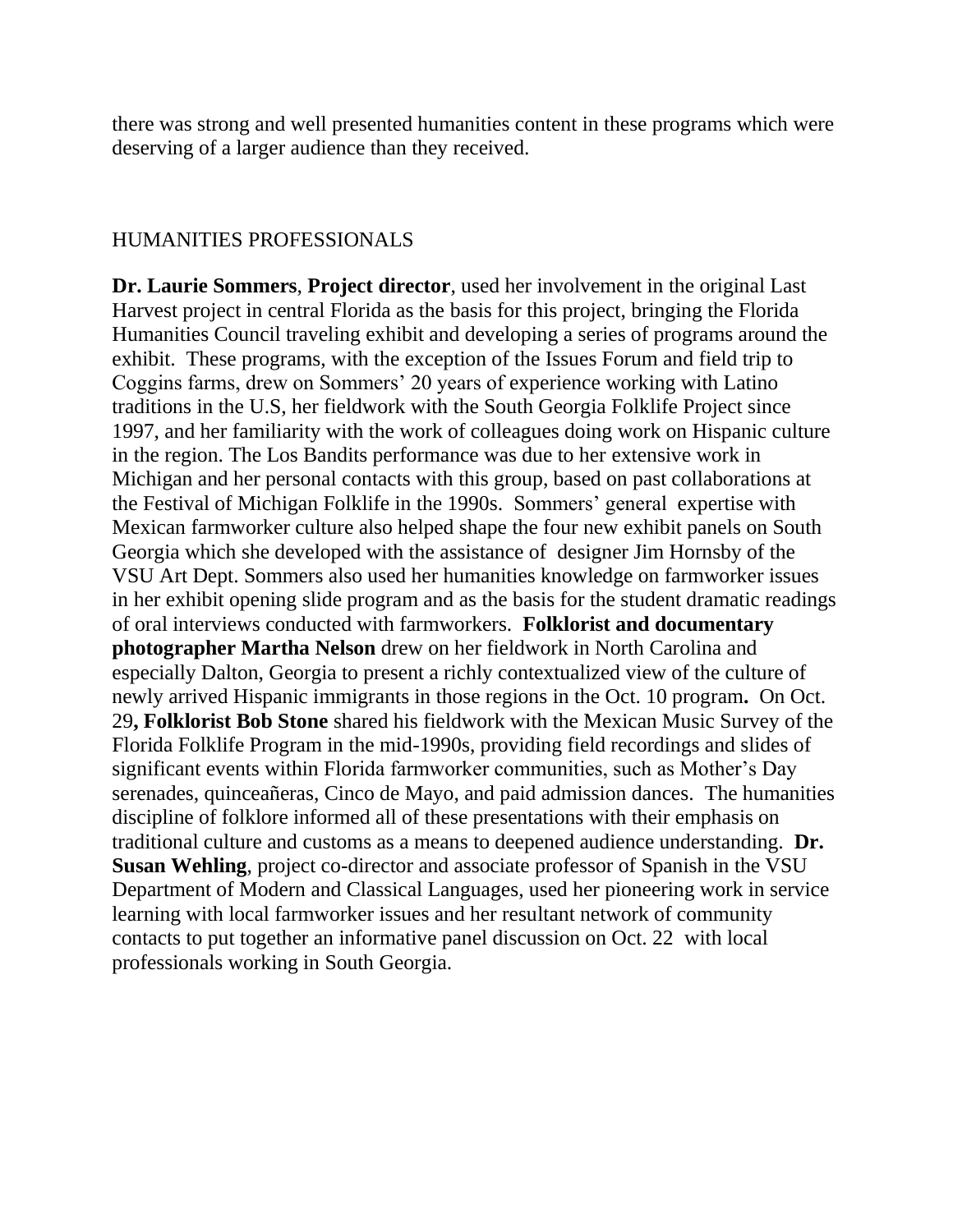there was strong and well presented humanities content in these programs which were deserving of a larger audience than they received.

## HUMANITIES PROFESSIONALS

**Dr. Laurie Sommers**, **Project director**, used her involvement in the original Last Harvest project in central Florida as the basis for this project, bringing the Florida Humanities Council traveling exhibit and developing a series of programs around the exhibit. These programs, with the exception of the Issues Forum and field trip to Coggins farms, drew on Sommers' 20 years of experience working with Latino traditions in the U.S, her fieldwork with the South Georgia Folklife Project since 1997, and her familiarity with the work of colleagues doing work on Hispanic culture in the region. The Los Bandits performance was due to her extensive work in Michigan and her personal contacts with this group, based on past collaborations at the Festival of Michigan Folklife in the 1990s. Sommers' general expertise with Mexican farmworker culture also helped shape the four new exhibit panels on South Georgia which she developed with the assistance of designer Jim Hornsby of the VSU Art Dept. Sommers also used her humanities knowledge on farmworker issues in her exhibit opening slide program and as the basis for the student dramatic readings of oral interviews conducted with farmworkers. **Folklorist and documentary photographer Martha Nelson** drew on her fieldwork in North Carolina and especially Dalton, Georgia to present a richly contextualized view of the culture of newly arrived Hispanic immigrants in those regions in the Oct. 10 program**.** On Oct. 29**, Folklorist Bob Stone** shared his fieldwork with the Mexican Music Survey of the Florida Folklife Program in the mid-1990s, providing field recordings and slides of significant events within Florida farmworker communities, such as Mother's Day serenades, quinceañeras, Cinco de Mayo, and paid admission dances. The humanities discipline of folklore informed all of these presentations with their emphasis on traditional culture and customs as a means to deepened audience understanding. **Dr. Susan Wehling**, project co-director and associate professor of Spanish in the VSU Department of Modern and Classical Languages, used her pioneering work in service learning with local farmworker issues and her resultant network of community contacts to put together an informative panel discussion on Oct. 22 with local professionals working in South Georgia.